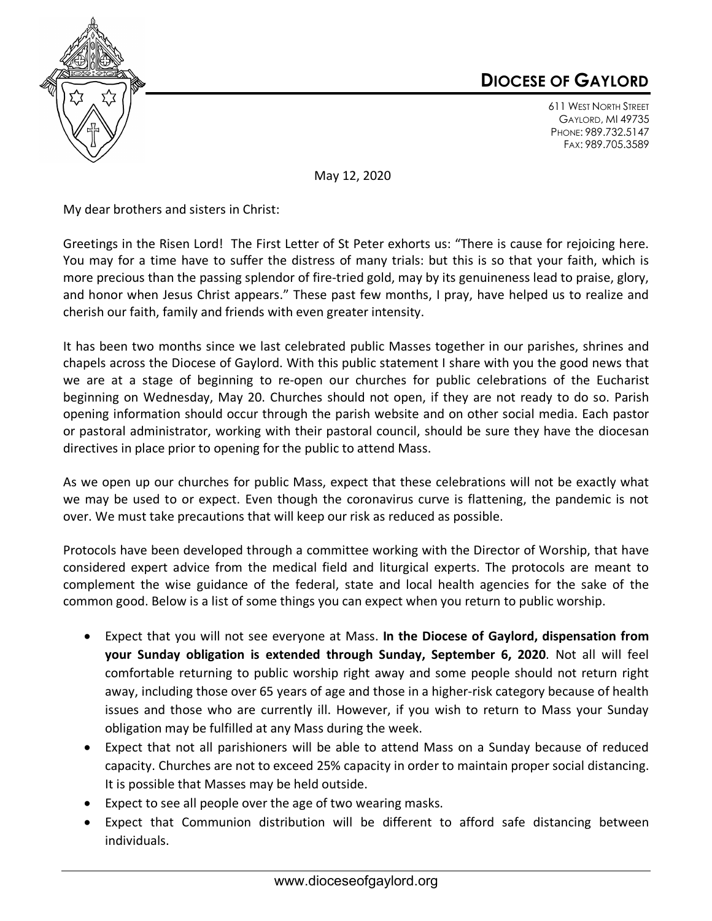# DIOCESE OF GAYLORD

611 WEST NORTH STREET
GAYLORD, MI 49735
PHONE: 989.732.5147
FAX: 989.705.3589

May 12, 2020

My dear brothers and sisters in Christ:

Greetings in the Risen Lord! The First Letter of St Peter exhorts us: "There is cause for rejoicing here. You may for a time have to suffer the distress of many trials: but this is so that your faith, which is more precious than the passing splendor of fire-tried gold, may by its genuineness lead to praise, glory, and honor when Jesus Christ appears." These past few months, I pray, have helped us to realize and cherish our faith, family and friends with even greater intensity.

It has been two months since we last celebrated public Masses together in our parishes, shrines and chapels across the Diocese of Gaylord. With this public statement I share with you the good news that we are at a stage of beginning to re-open our churches for public celebrations of the Eucharist beginning on Wednesday, May 20. Churches should not open, if they are not ready to do so. Parish opening information should occur through the parish website and on other social media. Each pastor or pastoral administrator, working with their pastoral council, should be sure they have the diocesan directives in place prior to opening for the public to attend Mass.

As we open up our churches for public Mass, expect that these celebrations will not be exactly what we may be used to or expect. Even though the coronavirus curve is flattening, the pandemic is not over. We must take precautions that will keep our risk as reduced as possible.

Protocols have been developed through a committee working with the Director of Worship, that have considered expert advice from the medical field and liturgical experts. The protocols are meant to complement the wise guidance of the federal, state and local health agencies for the sake of the common good. Below is a list of some things you can expect when you return to public worship.

- Expect that you will not see everyone at Mass. **In the Diocese of Gaylord, dispensation from your Sunday obligation is extended through Sunday, September 6, 2020**. Not all will feel comfortable returning to public worship right away and some people should not return right away, including those over 65 years of age and those in a higher-risk category because of health issues and those who are currently ill. However, if you wish to return to Mass your Sunday obligation may be fulfilled at any Mass during the week.
- Expect that not all parishioners will be able to attend Mass on a Sunday because of reduced capacity. Churches are not to exceed 25% capacity in order to maintain proper social distancing. It is possible that Masses may be held outside.
- Expect to see all people over the age of two wearing masks.
- Expect that Communion distribution will be different to afford safe distancing between individuals.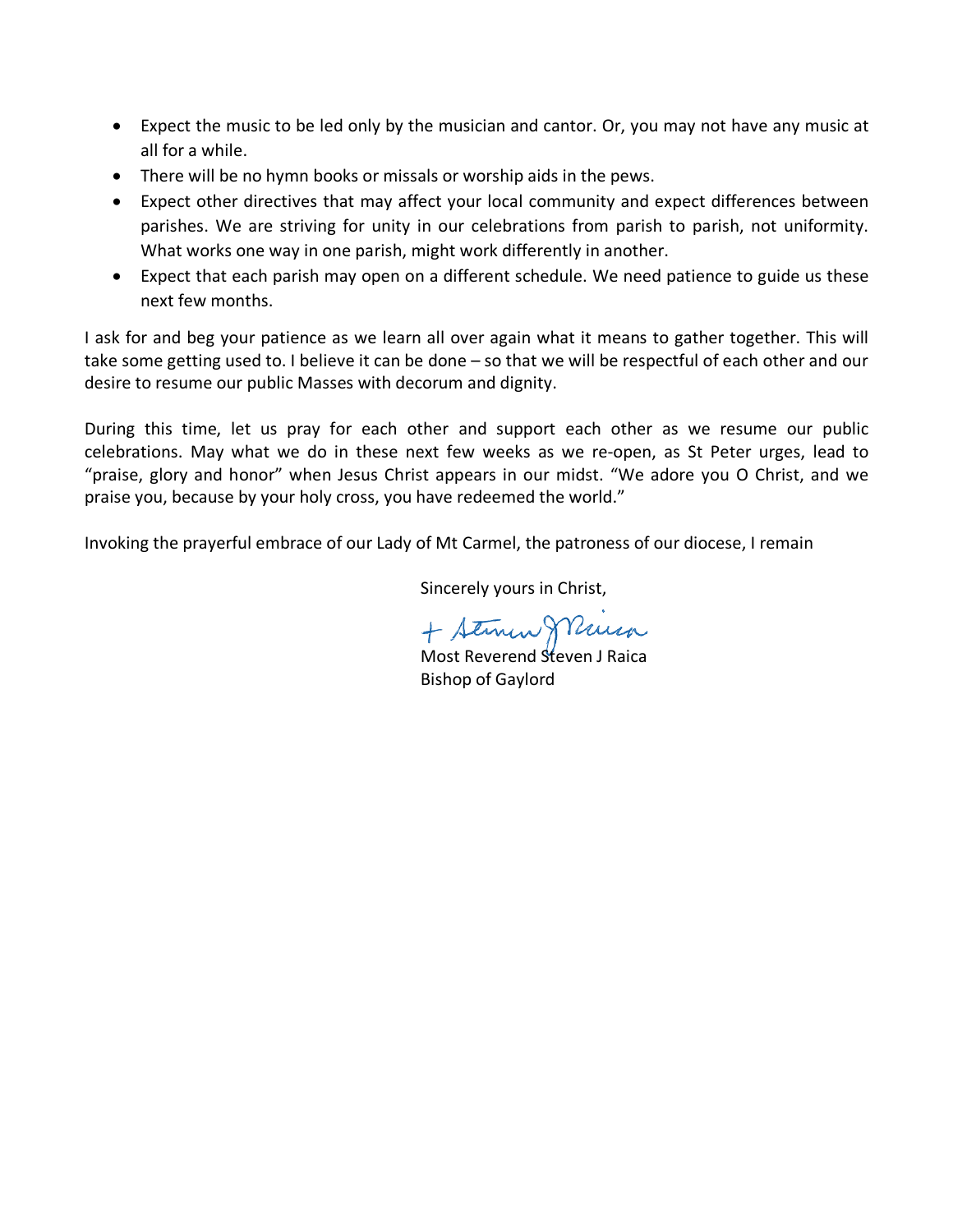- Expect the music to be led only by the musician and cantor. Or, you may not have any music at all for a while.
- There will be no hymn books or missals or worship aids in the pews.
- Expect other directives that may affect your local community and expect differences between parishes. We are striving for unity in our celebrations from parish to parish, not uniformity. What works one way in one parish, might work differently in another.
- Expect that each parish may open on a different schedule. We need patience to guide us these next few months.

I ask for and beg your patience as we learn all over again what it means to gather together. This will take some getting used to. I believe it can be done – so that we will be respectful of each other and our desire to resume our public Masses with decorum and dignity.

During this time, let us pray for each other and support each other as we resume our public celebrations. May what we do in these next few weeks as we re-open, as St Peter urges, lead to "praise, glory and honor" when Jesus Christ appears in our midst. "We adore you O Christ, and we praise you, because by your holy cross, you have redeemed the world."

Invoking the prayerful embrace of our Lady of Mt Carmel, the patroness of our diocese, I remain

Sincerely yours in Christ,

+ Steven J Raica

Most Reverend Steven J Raica
Bishop of Gaylord